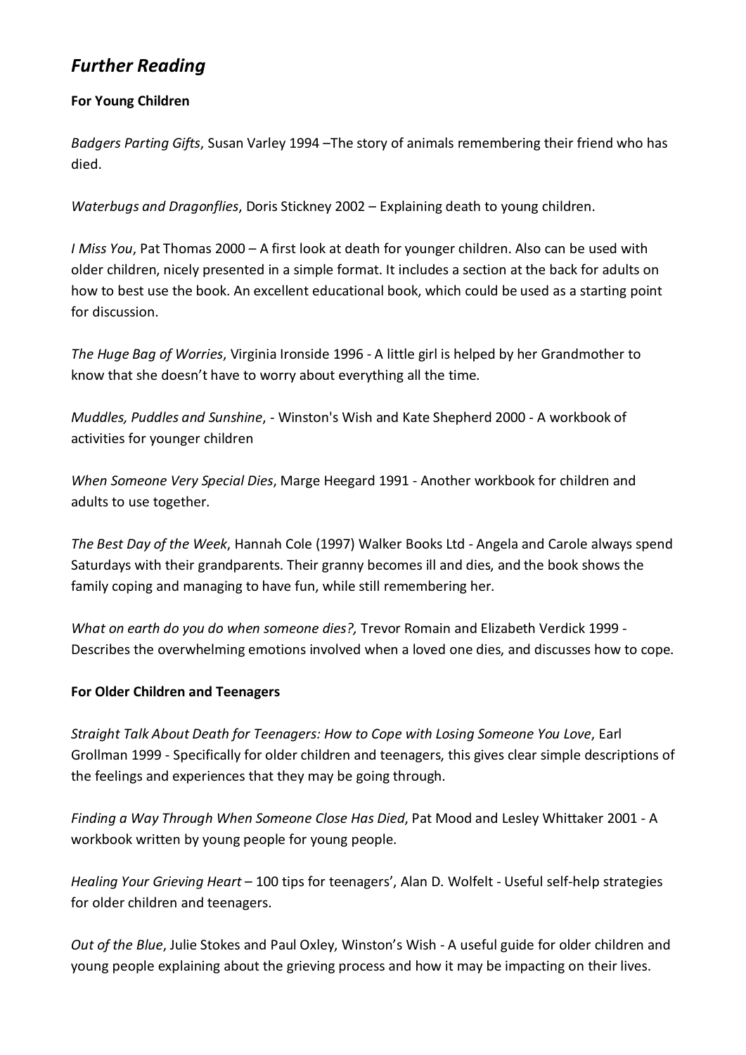# *Further Reading*

**For Young Children**

*Badgers Parting Gifts*, Susan Varley 1994 –The story of animals remembering their friend who has died.

*Waterbugs and Dragonflies*, Doris Stickney 2002 – Explaining death to young children.

*I Miss You*, Pat Thomas 2000 – A first look at death for younger children. Also can be used with older children, nicely presented in a simple format. It includes a section at the back for adults on how to best use the book. An excellent educational book, which could be used as a starting point for discussion.

*The Huge Bag of Worries*, Virginia Ironside 1996 - A little girl is helped by her Grandmother to know that she doesn't have to worry about everything all the time.

*Muddles, Puddles and Sunshine*, - Winston's Wish and Kate Shepherd 2000 - A workbook of activities for younger children

*When Someone Very Special Dies*, Marge Heegard 1991 - Another workbook for children and adults to use together.

*The Best Day of the Week*, Hannah Cole (1997) Walker Books Ltd - Angela and Carole always spend Saturdays with their grandparents. Their granny becomes ill and dies, and the book shows the family coping and managing to have fun, while still remembering her.

*What on earth do you do when someone dies?,* Trevor Romain and Elizabeth Verdick 1999 - Describes the overwhelming emotions involved when a loved one dies, and discusses how to cope.

**For Older Children and Teenagers**

*Straight Talk About Death for Teenagers: How to Cope with Losing Someone You Love*, Earl Grollman 1999 - Specifically for older children and teenagers, this gives clear simple descriptions of the feelings and experiences that they may be going through.

*Finding a Way Through When Someone Close Has Died*, Pat Mood and Lesley Whittaker 2001 - A workbook written by young people for young people.

*Healing Your Grieving Heart* – 100 tips for teenagers', Alan D. Wolfelt - Useful self-help strategies for older children and teenagers.

*Out of the Blue*, Julie Stokes and Paul Oxley, Winston's Wish - A useful guide for older children and young people explaining about the grieving process and how it may be impacting on their lives.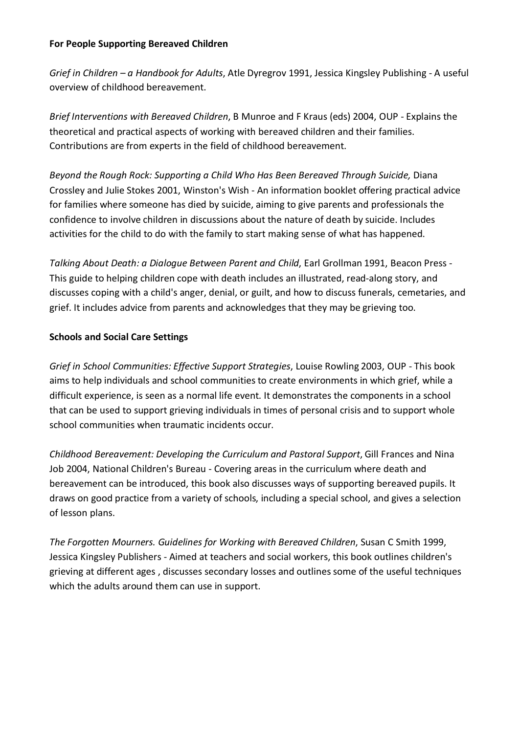**For People Supporting Bereaved Children**

*Grief in Children – a Handbook for Adults*, Atle Dyregrov 1991, Jessica Kingsley Publishing - A useful overview of childhood bereavement.

*Brief Interventions with Bereaved Children*, B Munroe and F Kraus (eds) 2004, OUP - Explains the theoretical and practical aspects of working with bereaved children and their families. Contributions are from experts in the field of childhood bereavement.

*Beyond the Rough Rock: Supporting a Child Who Has Been Bereaved Through Suicide,* Diana Crossley and Julie Stokes 2001, Winston's Wish - An information booklet offering practical advice for families where someone has died by suicide, aiming to give parents and professionals the confidence to involve children in discussions about the nature of death by suicide. Includes activities for the child to do with the family to start making sense of what has happened.

*Talking About Death: a Dialogue Between Parent and Child*, Earl Grollman 1991, Beacon Press - This guide to helping children cope with death includes an illustrated, read-along story, and discusses coping with a child's anger, denial, or guilt, and how to discuss funerals, cemetaries, and grief. It includes advice from parents and acknowledges that they may be grieving too.

**Schools and Social Care Settings**

*Grief in School Communities: Effective Support Strategies*, Louise Rowling 2003, OUP - This book aims to help individuals and school communities to create environments in which grief, while a difficult experience, is seen as a normal life event. It demonstrates the components in a school that can be used to support grieving individuals in times of personal crisis and to support whole school communities when traumatic incidents occur.

*Childhood Bereavement: Developing the Curriculum and Pastoral Support*, Gill Frances and Nina Job 2004, National Children's Bureau - Covering areas in the curriculum where death and bereavement can be introduced, this book also discusses ways of supporting bereaved pupils. It draws on good practice from a variety of schools, including a special school, and gives a selection of lesson plans.

*The Forgotten Mourners. Guidelines for Working with Bereaved Children*, Susan C Smith 1999, Jessica Kingsley Publishers - Aimed at teachers and social workers, this book outlines children's grieving at different ages , discusses secondary losses and outlines some of the useful techniques which the adults around them can use in support.